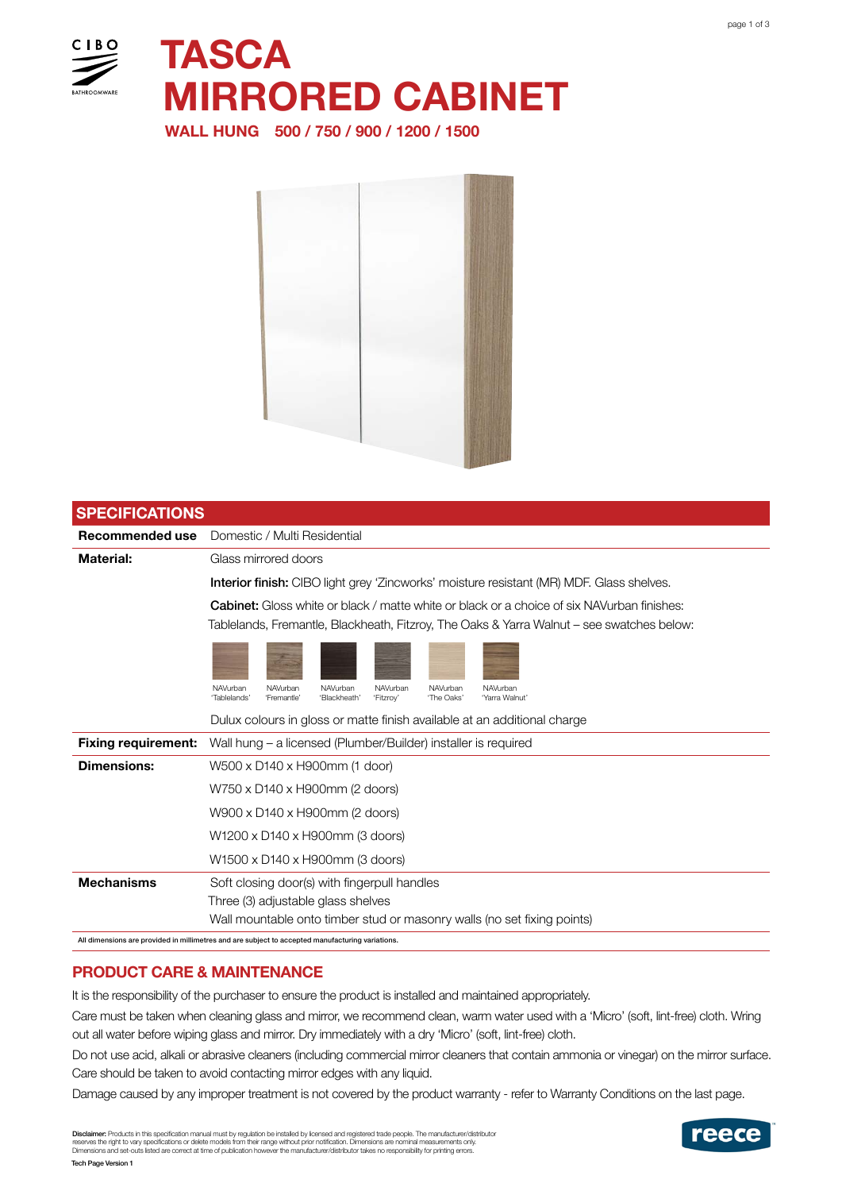# TASCA MIRRORED CABINET

## WALL HUNG 500 / 750 / 900 / 1200 / 1500

## SPECIFICATIONS

| | |
|---|---|
| **Recommended use** | Domestic / Multi Residential |
| **Material:** | Glass mirrored doors<br>**Interior finish:** CIBO light grey 'Zincworks' moisture resistant (MR) MDF. Glass shelves.<br>**Cabinet:** Gloss white or black / matte white or black or a choice of six NAVurban finishes: Tablelands, Fremantle, Blackheath, Fitzroy, The Oaks & Yarra Walnut – see swatches below:<br>NAVurban 'Tablelands', NAVurban 'Fremantle', NAVurban 'Blackheath', NAVurban 'Fitzroy', NAVurban 'The Oaks', NAVurban 'Yarra Walnut'<br>Dulux colours in gloss or matte finish available at an additional charge |
| **Fixing requirement:** | Wall hung – a licensed (Plumber/Builder) installer is required |
| **Dimensions:** | W500 x D140 x H900mm (1 door)<br>W750 x D140 x H900mm (2 doors)<br>W900 x D140 x H900mm (2 doors)<br>W1200 x D140 x H900mm (3 doors)<br>W1500 x D140 x H900mm (3 doors) |
| **Mechanisms** | Soft closing door(s) with fingerpull handles<br>Three (3) adjustable glass shelves<br>Wall mountable onto timber stud or masonry walls (no set fixing points) |

All dimensions are provided in millimetres and are subject to accepted manufacturing variations.

## PRODUCT CARE & MAINTENANCE

It is the responsibility of the purchaser to ensure the product is installed and maintained appropriately.

Care must be taken when cleaning glass and mirror, we recommend clean, warm water used with a 'Micro' (soft, lint-free) cloth. Wring out all water before wiping glass and mirror. Dry immediately with a dry 'Micro' (soft, lint-free) cloth.

Do not use acid, alkali or abrasive cleaners (including commercial mirror cleaners that contain ammonia or vinegar) on the mirror surface. Care should be taken to avoid contacting mirror edges with any liquid.

Damage caused by any improper treatment is not covered by the product warranty - refer to Warranty Conditions on the last page.

**Disclaimer:** Products in this specification manual must by regulation be installed by licensed and registered trade people. The manufacturer/distributor reserves the right to vary specifications or delete models from their range without prior notification. Dimensions are nominal measurements only. Dimensions and set-outs listed are correct at time of publication however the manufacturer/distributor takes no responsibility for printing errors.

Tech Page Version 1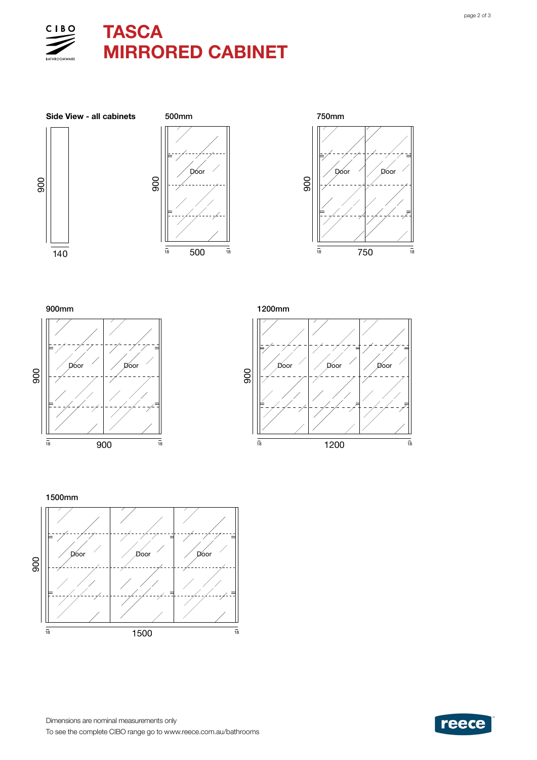# TASCA
# MIRRORED CABINET

**Side View - all cabinets**

900

140

**500mm**

900

Door

18 500 18

**750mm**

900

Door Door

18 750 18

**900mm**

900

Door Door

18 900 18

**1200mm**

900

Door Door Door

18 1200 18

**1500mm**

900

Door Door Door

18 1500 18

Dimensions are nominal measurements only

To see the complete CIBO range go to www.reece.com.au/bathrooms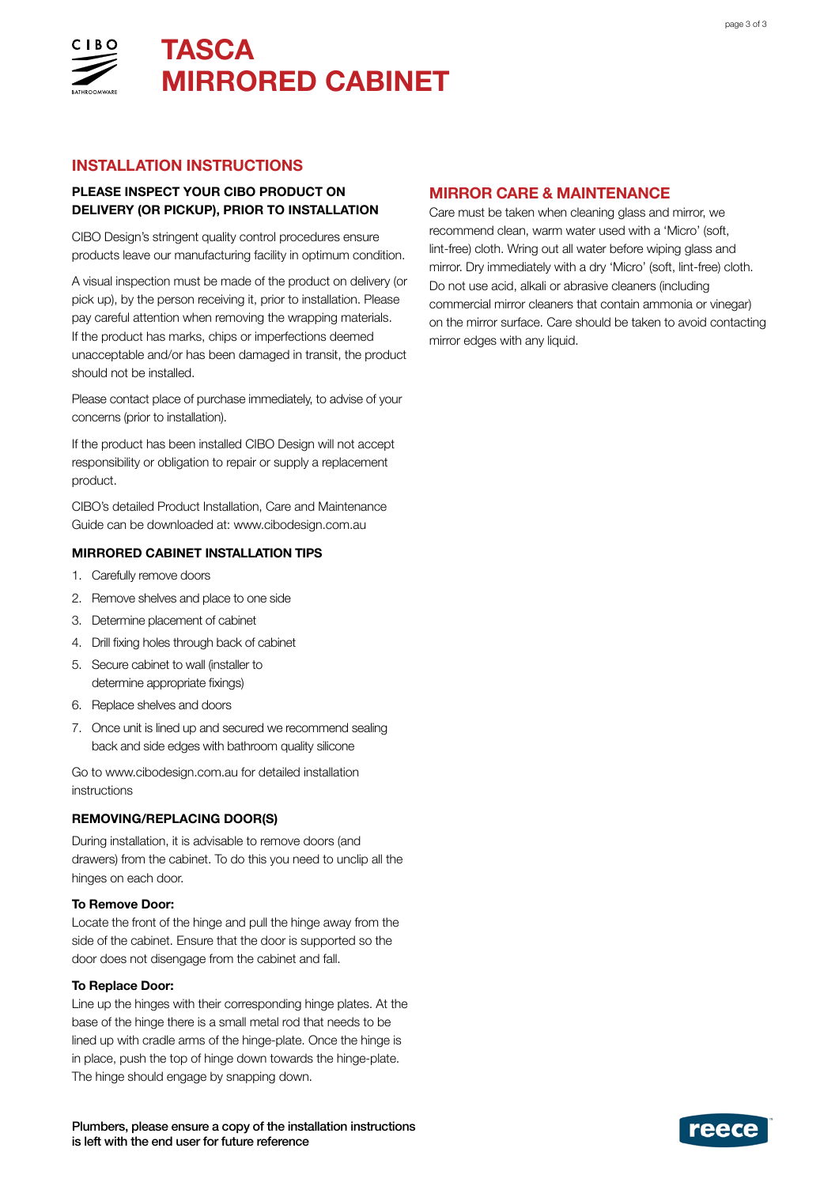# TASCA MIRRORED CABINET

## INSTALLATION INSTRUCTIONS

### PLEASE INSPECT YOUR CIBO PRODUCT ON DELIVERY (OR PICKUP), PRIOR TO INSTALLATION

CIBO Design's stringent quality control procedures ensure products leave our manufacturing facility in optimum condition.

A visual inspection must be made of the product on delivery (or pick up), by the person receiving it, prior to installation. Please pay careful attention when removing the wrapping materials. If the product has marks, chips or imperfections deemed unacceptable and/or has been damaged in transit, the product should not be installed.

Please contact place of purchase immediately, to advise of your concerns (prior to installation).

If the product has been installed CIBO Design will not accept responsibility or obligation to repair or supply a replacement product.

CIBO's detailed Product Installation, Care and Maintenance Guide can be downloaded at: www.cibodesign.com.au

### MIRRORED CABINET INSTALLATION TIPS

1. Carefully remove doors
2. Remove shelves and place to one side
3. Determine placement of cabinet
4. Drill fixing holes through back of cabinet
5. Secure cabinet to wall (installer to determine appropriate fixings)
6. Replace shelves and doors
7. Once unit is lined up and secured we recommend sealing back and side edges with bathroom quality silicone

Go to www.cibodesign.com.au for detailed installation instructions

### REMOVING/REPLACING DOOR(S)

During installation, it is advisable to remove doors (and drawers) from the cabinet. To do this you need to unclip all the hinges on each door.

**To Remove Door:**
Locate the front of the hinge and pull the hinge away from the side of the cabinet. Ensure that the door is supported so the door does not disengage from the cabinet and fall.

**To Replace Door:**
Line up the hinges with their corresponding hinge plates. At the base of the hinge there is a small metal rod that needs to be lined up with cradle arms of the hinge-plate. Once the hinge is in place, push the top of hinge down towards the hinge-plate. The hinge should engage by snapping down.

**Plumbers, please ensure a copy of the installation instructions is left with the end user for future reference**

## MIRROR CARE & MAINTENANCE

Care must be taken when cleaning glass and mirror, we recommend clean, warm water used with a 'Micro' (soft, lint-free) cloth. Wring out all water before wiping glass and mirror. Dry immediately with a dry 'Micro' (soft, lint-free) cloth. Do not use acid, alkali or abrasive cleaners (including commercial mirror cleaners that contain ammonia or vinegar) on the mirror surface. Care should be taken to avoid contacting mirror edges with any liquid.